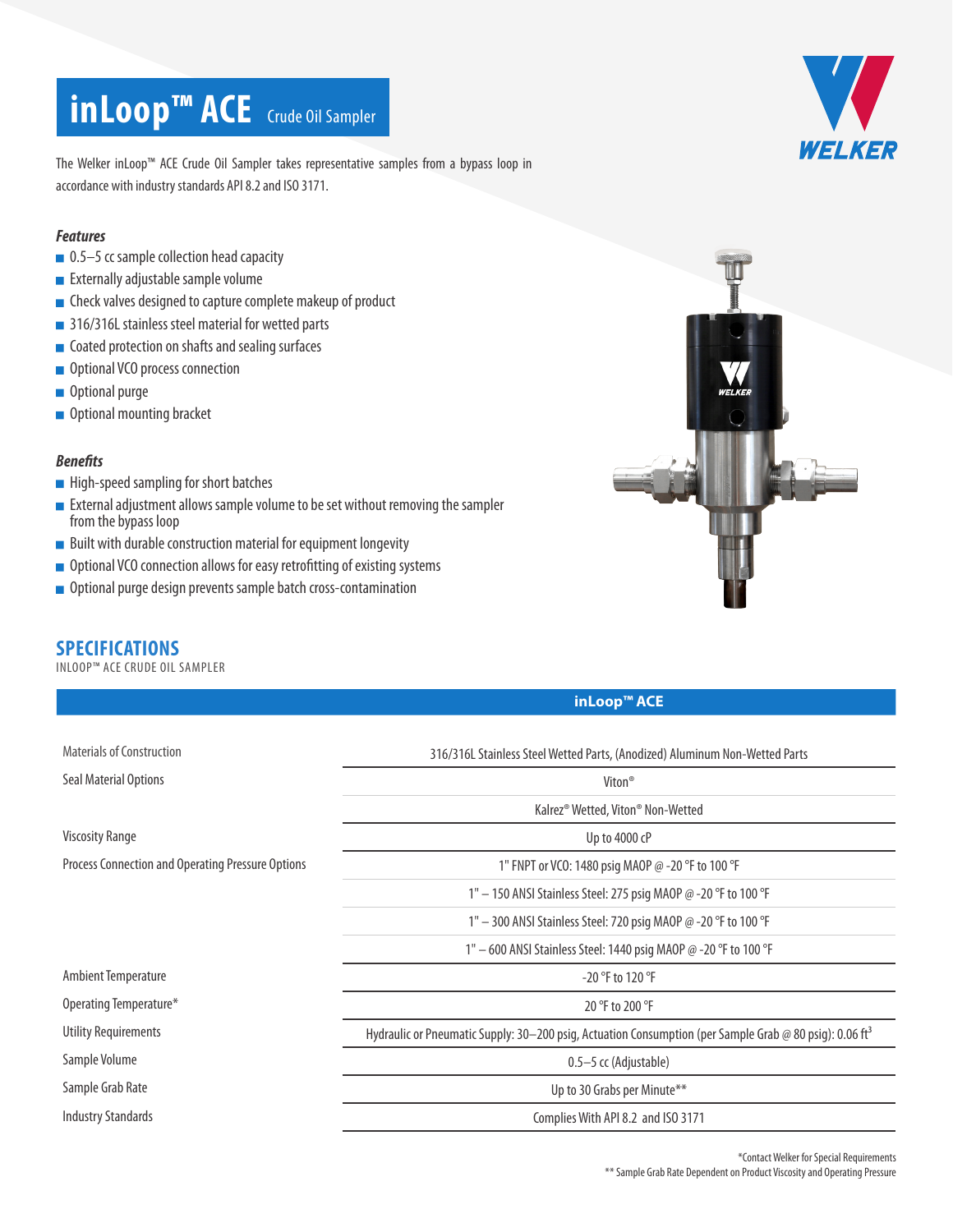# inLoop™ ACE Crude Oil Sampler

The Welker inLoop™ ACE Crude Oil Sampler takes representative samples from a bypass loop in accordance with industry standards API 8.2 and ISO 3171.

### *Features*

- 0.5–5 cc sample collection head capacity
- Externally adjustable sample volume
- Check valves designed to capture complete makeup of product
- 316/316L stainless steel material for wetted parts
- Coated protection on shafts and sealing surfaces
- Optional VCO process connection
- Optional purge
- Optional mounting bracket

### *Benefits*

- High-speed sampling for short batches
- External adjustment allows sample volume to be set without removing the sampler from the bypass loop
- Built with durable construction material for equipment longevity
- Optional VCO connection allows for easy retrofitting of existing systems
- Optional purge design prevents sample batch cross-contamination

## SPECIFICATIONS

INLOOP™ ACE CRUDE OIL SAMPLER

| | inLoop™ ACE |
|---|---|
| Materials of Construction | 316/316L Stainless Steel Wetted Parts, (Anodized) Aluminum Non-Wetted Parts |
| Seal Material Options | Viton® |
| | Kalrez® Wetted, Viton® Non-Wetted |
| Viscosity Range | Up to 4000 cP |
| Process Connection and Operating Pressure Options | 1" FNPT or VCO: 1480 psig MAOP @ -20 °F to 100 °F |
| | 1" – 150 ANSI Stainless Steel: 275 psig MAOP @ -20 °F to 100 °F |
| | 1" – 300 ANSI Stainless Steel: 720 psig MAOP @ -20 °F to 100 °F |
| | 1" – 600 ANSI Stainless Steel: 1440 psig MAOP @ -20 °F to 100 °F |
| Ambient Temperature | -20 °F to 120 °F |
| Operating Temperature* | 20 °F to 200 °F |
| Utility Requirements | Hydraulic or Pneumatic Supply: 30–200 psig, Actuation Consumption (per Sample Grab @ 80 psig): 0.06 $ft^3$ |
| Sample Volume | 0.5–5 cc (Adjustable) |
| Sample Grab Rate | Up to 30 Grabs per Minute** |
| Industry Standards | Complies With API 8.2 and ISO 3171 |

*Contact Welker for Special Requirements
** Sample Grab Rate Dependent on Product Viscosity and Operating Pressure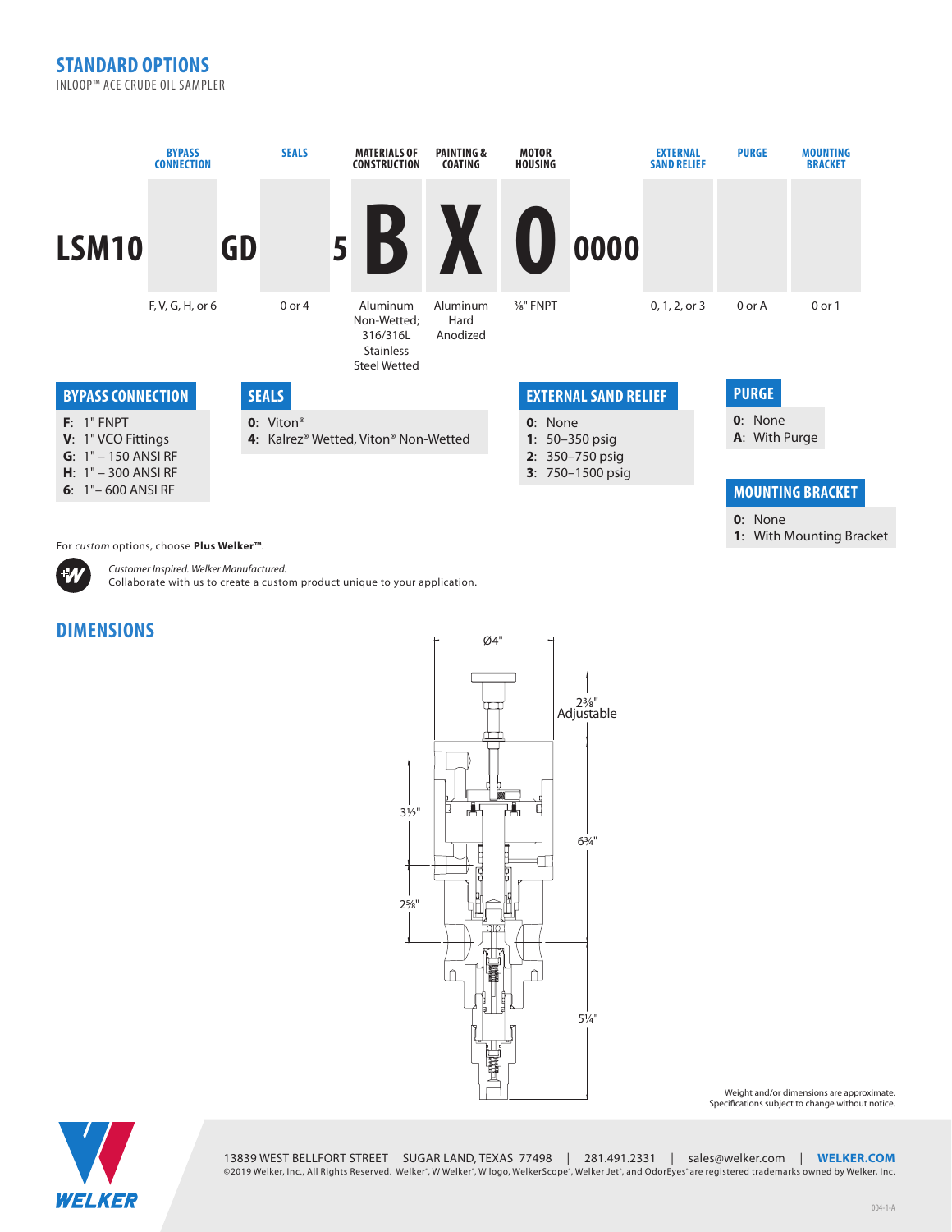## STANDARD OPTIONS

INLOOP™ ACE CRUDE OIL SAMPLER

| | BYPASS CONNECTION | | SEALS | | MATERIALS OF CONSTRUCTION | PAINTING & COATING | MOTOR HOUSING | | EXTERNAL SAND RELIEF | PURGE | MOUNTING BRACKET |
|---|---|---|---|---|---|---|---|---|---|---|---|
| LSM10 | | GD | | 5 | B | X | 0 | 0000 | | | |
| | F, V, G, H, or 6 | | 0 or 4 | | Aluminum Non-Wetted; 316/316L Stainless Steel Wetted | Aluminum Hard Anodized | ⅜" FNPT | | 0, 1, 2, or 3 | 0 or A | 0 or 1 |

### BYPASS CONNECTION

**F**: 1" FNPT
**V**: 1" VCO Fittings
**G**: 1" – 150 ANSI RF
**H**: 1" – 300 ANSI RF
**6**: 1"– 600 ANSI RF

### SEALS

**0**: Viton®
**4**: Kalrez® Wetted, Viton® Non-Wetted

### EXTERNAL SAND RELIEF

**0**: None
**1**: 50–350 psig
**2**: 350–750 psig
**3**: 750–1500 psig

### PURGE

**0**: None
**A**: With Purge

### MOUNTING BRACKET

**0**: None
**1**: With Mounting Bracket

For *custom* options, choose **Plus Welker™**.

*Customer Inspired. Welker Manufactured.*
Collaborate with us to create a custom product unique to your application.

## DIMENSIONS

Ø4"

2⅜"
Adjustable

3½"

6¾"

2⅝"

5¼"

Weight and/or dimensions are approximate.
Specifications subject to change without notice.

13839 WEST BELLFORT STREET SUGAR LAND, TEXAS 77498 | 281.491.2331 | sales@welker.com | **WELKER.COM**
©2019 Welker, Inc., All Rights Reserved. Welker®, W Welker®, W logo, WelkerScope®, Welker Jet®, and OdorEyes® are registered trademarks owned by Welker, Inc.

004-1-A